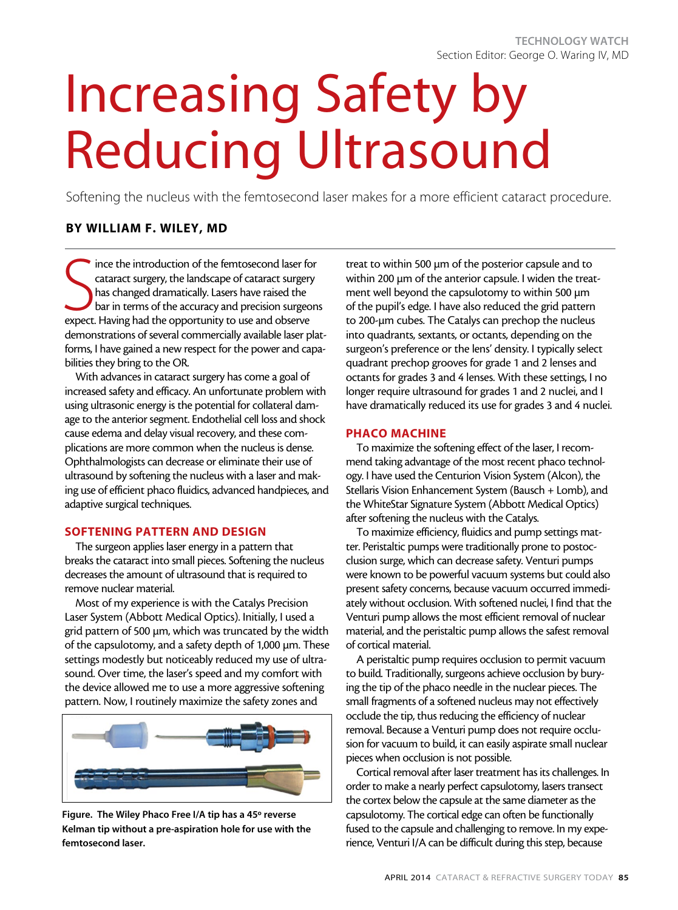TECHNOLOGY WATCH
Section Editor: George O. Waring IV, MD

# Increasing Safety by Reducing Ultrasound

Softening the nucleus with the femtosecond laser makes for a more efficient cataract procedure.

**BY WILLIAM F. WILEY, MD**

Since the introduction of the femtosecond laser for cataract surgery, the landscape of cataract surgery has changed dramatically. Lasers have raised the bar in terms of the accuracy and precision surgeons expect. Having had the opportunity to use and observe demonstrations of several commercially available laser platforms, I have gained a new respect for the power and capabilities they bring to the OR.

With advances in cataract surgery has come a goal of increased safety and efficacy. An unfortunate problem with using ultrasonic energy is the potential for collateral damage to the anterior segment. Endothelial cell loss and shock cause edema and delay visual recovery, and these complications are more common when the nucleus is dense. Ophthalmologists can decrease or eliminate their use of ultrasound by softening the nucleus with a laser and making use of efficient phaco fluidics, advanced handpieces, and adaptive surgical techniques.

## SOFTENING PATTERN AND DESIGN

The surgeon applies laser energy in a pattern that breaks the cataract into small pieces. Softening the nucleus decreases the amount of ultrasound that is required to remove nuclear material.

Most of my experience is with the Catalys Precision Laser System (Abbott Medical Optics). Initially, I used a grid pattern of 500 µm, which was truncated by the width of the capsulotomy, and a safety depth of 1,000 µm. These settings modestly but noticeably reduced my use of ultrasound. Over time, the laser's speed and my comfort with the device allowed me to use a more aggressive softening pattern. Now, I routinely maximize the safety zones and treat to within 500 µm of the posterior capsule and to within 200 µm of the anterior capsule. I widen the treatment well beyond the capsulotomy to within 500 µm of the pupil's edge. I have also reduced the grid pattern to 200-µm cubes. The Catalys can prechop the nucleus into quadrants, sextants, or octants, depending on the surgeon's preference or the lens' density. I typically select quadrant prechop grooves for grade 1 and 2 lenses and octants for grades 3 and 4 lenses. With these settings, I no longer require ultrasound for grades 1 and 2 nuclei, and I have dramatically reduced its use for grades 3 and 4 nuclei.

**Figure. The Wiley Phaco Free I/A tip has a 45º reverse Kelman tip without a pre-aspiration hole for use with the femtosecond laser.**

## PHACO MACHINE

To maximize the softening effect of the laser, I recommend taking advantage of the most recent phaco technology. I have used the Centurion Vision System (Alcon), the Stellaris Vision Enhancement System (Bausch + Lomb), and the WhiteStar Signature System (Abbott Medical Optics) after softening the nucleus with the Catalys.

To maximize efficiency, fluidics and pump settings matter. Peristaltic pumps were traditionally prone to postocclusion surge, which can decrease safety. Venturi pumps were known to be powerful vacuum systems but could also present safety concerns, because vacuum occurred immediately without occlusion. With softened nuclei, I find that the Venturi pump allows the most efficient removal of nuclear material, and the peristaltic pump allows the safest removal of cortical material.

A peristaltic pump requires occlusion to permit vacuum to build. Traditionally, surgeons achieve occlusion by burying the tip of the phaco needle in the nuclear pieces. The small fragments of a softened nucleus may not effectively occlude the tip, thus reducing the efficiency of nuclear removal. Because a Venturi pump does not require occlusion for vacuum to build, it can easily aspirate small nuclear pieces when occlusion is not possible.

Cortical removal after laser treatment has its challenges. In order to make a nearly perfect capsulotomy, lasers transect the cortex below the capsule at the same diameter as the capsulotomy. The cortical edge can often be functionally fused to the capsule and challenging to remove. In my experience, Venturi I/A can be difficult during this step, because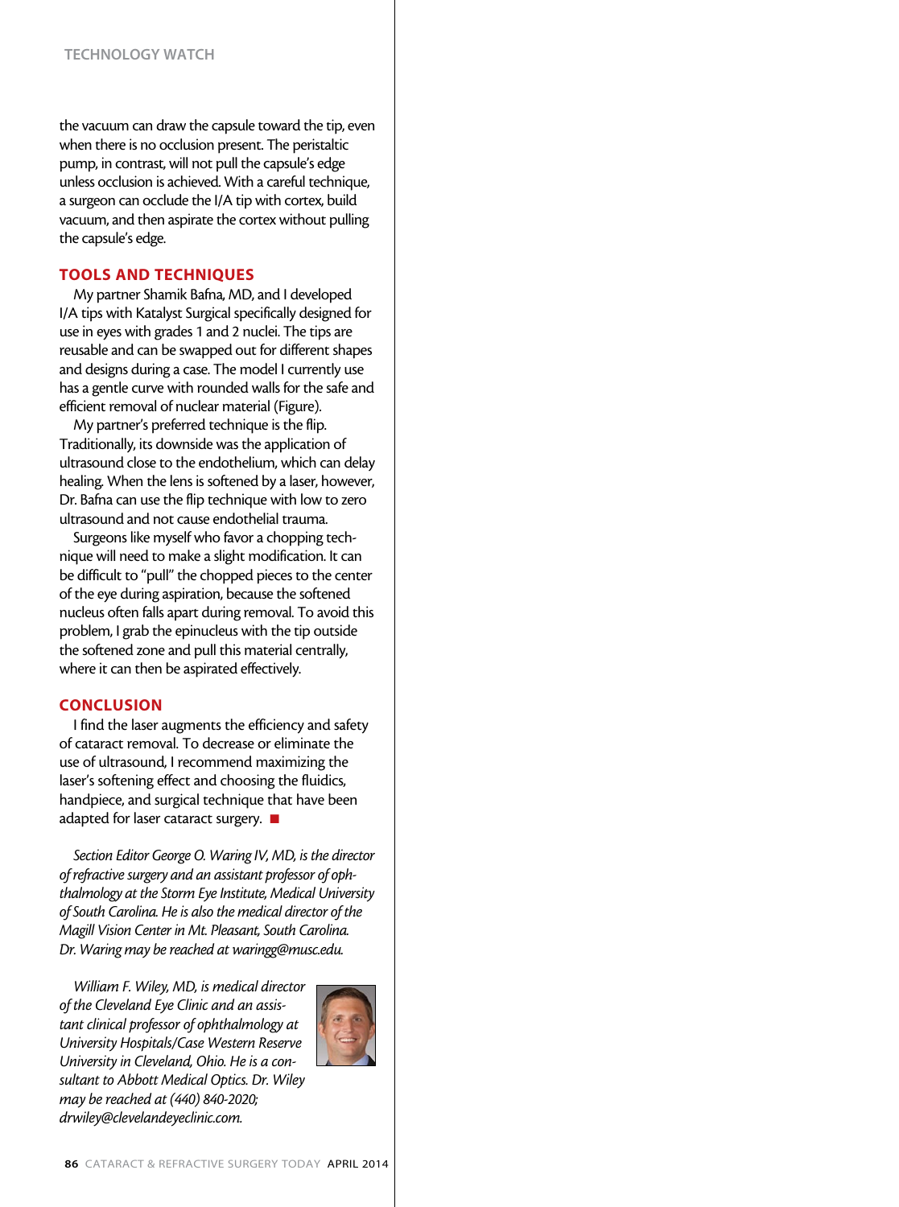the vacuum can draw the capsule toward the tip, even when there is no occlusion present. The peristaltic pump, in contrast, will not pull the capsule's edge unless occlusion is achieved. With a careful technique, a surgeon can occlude the I/A tip with cortex, build vacuum, and then aspirate the cortex without pulling the capsule's edge.

## TOOLS AND TECHNIQUES

My partner Shamik Bafna, MD, and I developed I/A tips with Katalyst Surgical specifically designed for use in eyes with grades 1 and 2 nuclei. The tips are reusable and can be swapped out for different shapes and designs during a case. The model I currently use has a gentle curve with rounded walls for the safe and efficient removal of nuclear material (Figure).

My partner's preferred technique is the flip. Traditionally, its downside was the application of ultrasound close to the endothelium, which can delay healing. When the lens is softened by a laser, however, Dr. Bafna can use the flip technique with low to zero ultrasound and not cause endothelial trauma.

Surgeons like myself who favor a chopping technique will need to make a slight modification. It can be difficult to "pull" the chopped pieces to the center of the eye during aspiration, because the softened nucleus often falls apart during removal. To avoid this problem, I grab the epinucleus with the tip outside the softened zone and pull this material centrally, where it can then be aspirated effectively.

## CONCLUSION

I find the laser augments the efficiency and safety of cataract removal. To decrease or eliminate the use of ultrasound, I recommend maximizing the laser's softening effect and choosing the fluidics, handpiece, and surgical technique that have been adapted for laser cataract surgery. ■

*Section Editor George O. Waring IV, MD, is the director of refractive surgery and an assistant professor of ophthalmology at the Storm Eye Institute, Medical University of South Carolina. He is also the medical director of the Magill Vision Center in Mt. Pleasant, South Carolina. Dr. Waring may be reached at waringg@musc.edu.*

*William F. Wiley, MD, is medical director of the Cleveland Eye Clinic and an assistant clinical professor of ophthalmology at University Hospitals/Case Western Reserve University in Cleveland, Ohio. He is a consultant to Abbott Medical Optics. Dr. Wiley may be reached at (440) 840-2020; drwiley@clevelandeyeclinic.com.*